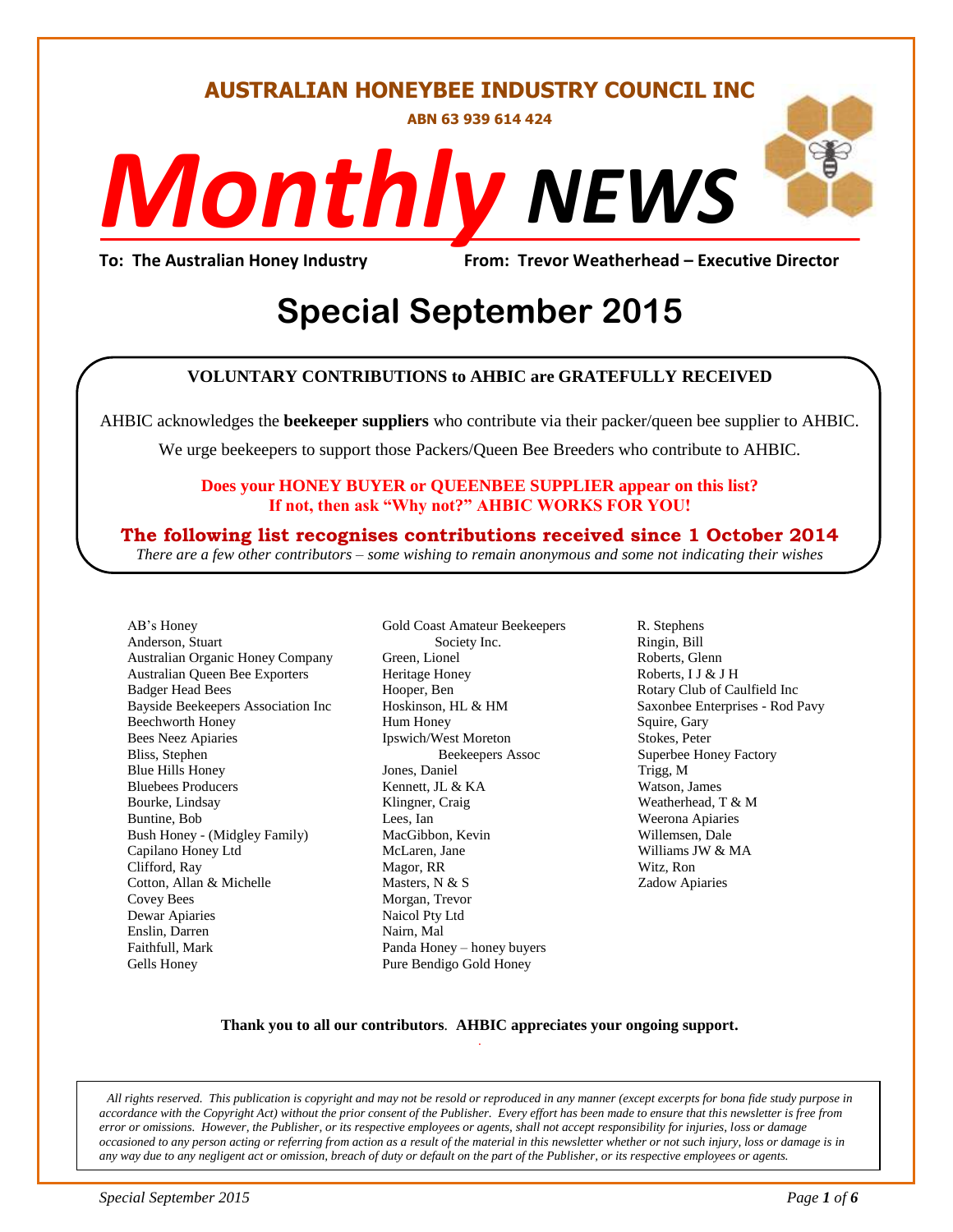# AUSTRALIAN HONEYBEE INDUSTRY COUNCIL INC

**ABN 63 939 614 424**

# *Monthly* NEWS

**To: The Australian Honey Industry** **From: Trevor Weatherhead – Executive Director**

## Special September 2015

**VOLUNTARY CONTRIBUTIONS to AHBIC are GRATEFULLY RECEIVED**

AHBIC acknowledges the **beekeeper suppliers** who contribute via their packer/queen bee supplier to AHBIC.

We urge beekeepers to support those Packers/Queen Bee Breeders who contribute to AHBIC.

**Does your HONEY BUYER or QUEENBEE SUPPLIER appear on this list?**
**If not, then ask "Why not?" AHBIC WORKS FOR YOU!**

**The following list recognises contributions received since 1 October 2014**

*There are a few other contributors – some wishing to remain anonymous and some not indicating their wishes*

AB's Honey
Anderson, Stuart
Australian Organic Honey Company
Australian Queen Bee Exporters
Badger Head Bees
Bayside Beekeepers Association Inc
Beechworth Honey
Bees Neez Apiaries
Bliss, Stephen
Blue Hills Honey
Bluebees Producers
Bourke, Lindsay
Buntine, Bob
Bush Honey - (Midgley Family)
Capilano Honey Ltd
Clifford, Ray
Cotton, Allan & Michelle
Covey Bees
Dewar Apiaries
Enslin, Darren
Faithfull, Mark
Gells Honey
Gold Coast Amateur Beekeepers Society Inc.
Green, Lionel
Heritage Honey
Hooper, Ben
Hoskinson, HL & HM
Hum Honey
Ipswich/West Moreton Beekeepers Assoc
Jones, Daniel
Kennett, JL & KA
Klingner, Craig
Lees, Ian
MacGibbon, Kevin
McLaren, Jane
Magor, RR
Masters, N & S
Morgan, Trevor
Naicol Pty Ltd
Nairn, Mal
Panda Honey – honey buyers
Pure Bendigo Gold Honey
R. Stephens
Ringin, Bill
Roberts, Glenn
Roberts, I J & J H
Rotary Club of Caulfield Inc
Saxonbee Enterprises - Rod Pavy
Squire, Gary
Stokes, Peter
Superbee Honey Factory
Trigg, M
Watson, James
Weatherhead, T & M
Weerona Apiaries
Willemsen, Dale
Williams JW & MA
Witz, Ron
Zadow Apiaries

**Thank you to all our contributors**. **AHBIC appreciates your ongoing support.**

*All rights reserved. This publication is copyright and may not be resold or reproduced in any manner (except excerpts for bona fide study purpose in accordance with the Copyright Act) without the prior consent of the Publisher. Every effort has been made to ensure that this newsletter is free from error or omissions. However, the Publisher, or its respective employees or agents, shall not accept responsibility for injuries, loss or damage occasioned to any person acting or referring from action as a result of the material in this newsletter whether or not such injury, loss or damage is in any way due to any negligent act or omission, breach of duty or default on the part of the Publisher, or its respective employees or agents.*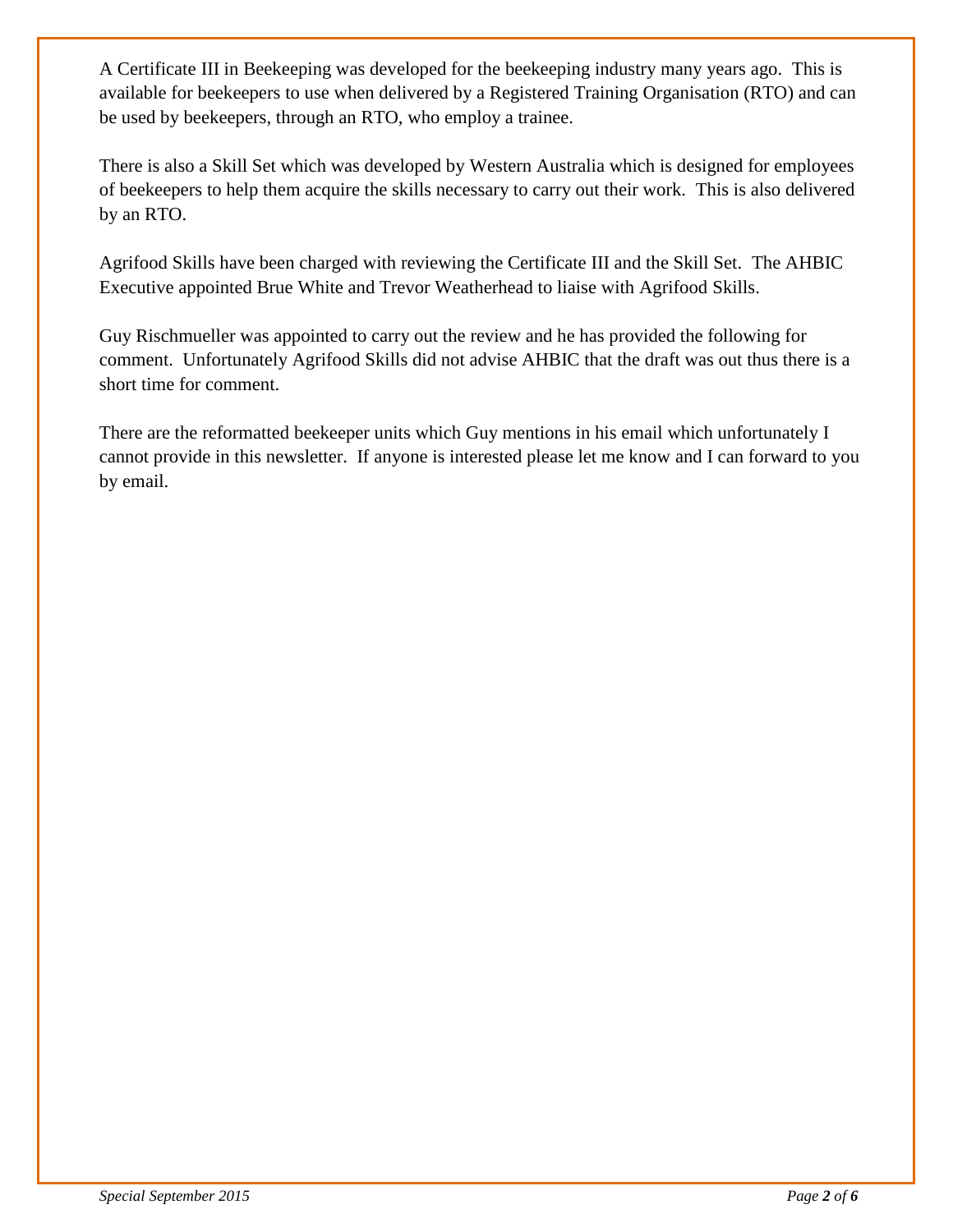A Certificate III in Beekeeping was developed for the beekeeping industry many years ago. This is available for beekeepers to use when delivered by a Registered Training Organisation (RTO) and can be used by beekeepers, through an RTO, who employ a trainee.

There is also a Skill Set which was developed by Western Australia which is designed for employees of beekeepers to help them acquire the skills necessary to carry out their work. This is also delivered by an RTO.

Agrifood Skills have been charged with reviewing the Certificate III and the Skill Set. The AHBIC Executive appointed Brue White and Trevor Weatherhead to liaise with Agrifood Skills.

Guy Rischmueller was appointed to carry out the review and he has provided the following for comment. Unfortunately Agrifood Skills did not advise AHBIC that the draft was out thus there is a short time for comment.

There are the reformatted beekeeper units which Guy mentions in his email which unfortunately I cannot provide in this newsletter. If anyone is interested please let me know and I can forward to you by email.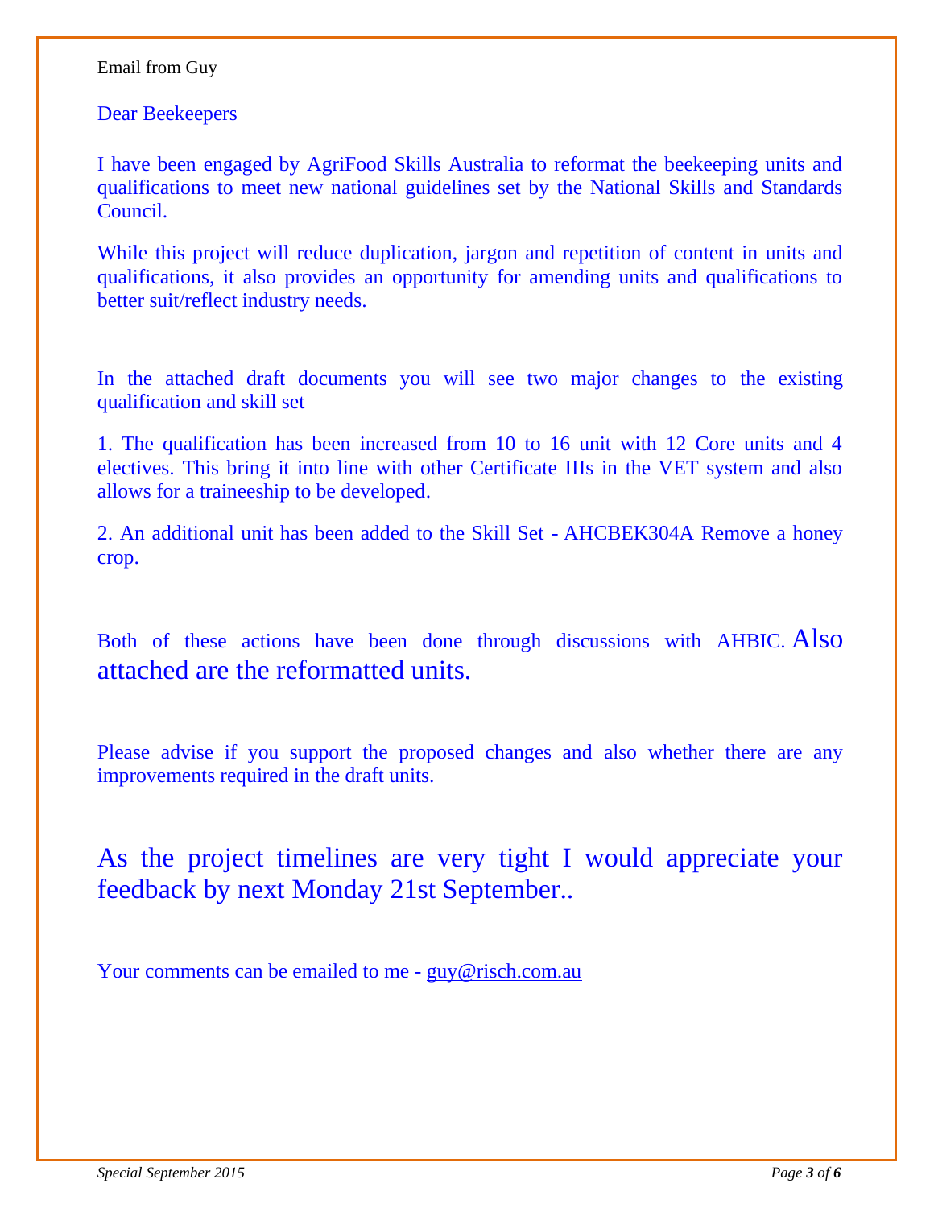Email from Guy

Dear Beekeepers

I have been engaged by AgriFood Skills Australia to reformat the beekeeping units and qualifications to meet new national guidelines set by the National Skills and Standards Council.

While this project will reduce duplication, jargon and repetition of content in units and qualifications, it also provides an opportunity for amending units and qualifications to better suit/reflect industry needs.

In the attached draft documents you will see two major changes to the existing qualification and skill set

1. The qualification has been increased from 10 to 16 unit with 12 Core units and 4 electives. This bring it into line with other Certificate IIIs in the VET system and also allows for a traineeship to be developed.

2. An additional unit has been added to the Skill Set - AHCBEK304A Remove a honey crop.

Both of these actions have been done through discussions with AHBIC. Also attached are the reformatted units.

Please advise if you support the proposed changes and also whether there are any improvements required in the draft units.

As the project timelines are very tight I would appreciate your feedback by next Monday 21st September..

Your comments can be emailed to me - guy@risch.com.au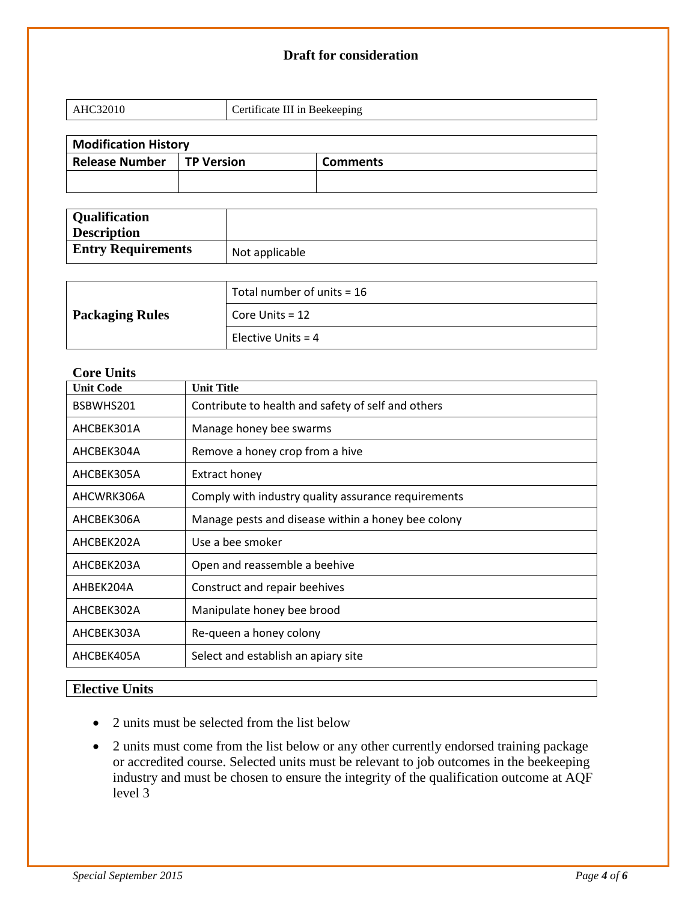**Draft for consideration**

| AHC32010 | Certificate III in Beekeeping |
|---|---|

| Modification History | | |
|---|---|---|
| **Release Number** | **TP Version** | **Comments** |
| | | |

| **Qualification Description** | |
|---|---|
| **Entry Requirements** | Not applicable |

| **Packaging Rules** | |
|---|---|
| | Total number of units = 16 |
| | Core Units = 12 |
| | Elective Units = 4 |

**Core Units**

| Unit Code | Unit Title |
|---|---|
| BSBWHS201 | Contribute to health and safety of self and others |
| AHCBEK301A | Manage honey bee swarms |
| AHCBEK304A | Remove a honey crop from a hive |
| AHCBEK305A | Extract honey |
| AHCWRK306A | Comply with industry quality assurance requirements |
| AHCBEK306A | Manage pests and disease within a honey bee colony |
| AHCBEK202A | Use a bee smoker |
| AHCBEK203A | Open and reassemble a beehive |
| AHBEK204A | Construct and repair beehives |
| AHCBEK302A | Manipulate honey bee brood |
| AHCBEK303A | Re-queen a honey colony |
| AHCBEK405A | Select and establish an apiary site |

**Elective Units**

- 2 units must be selected from the list below
- 2 units must come from the list below or any other currently endorsed training package or accredited course. Selected units must be relevant to job outcomes in the beekeeping industry and must be chosen to ensure the integrity of the qualification outcome at AQF level 3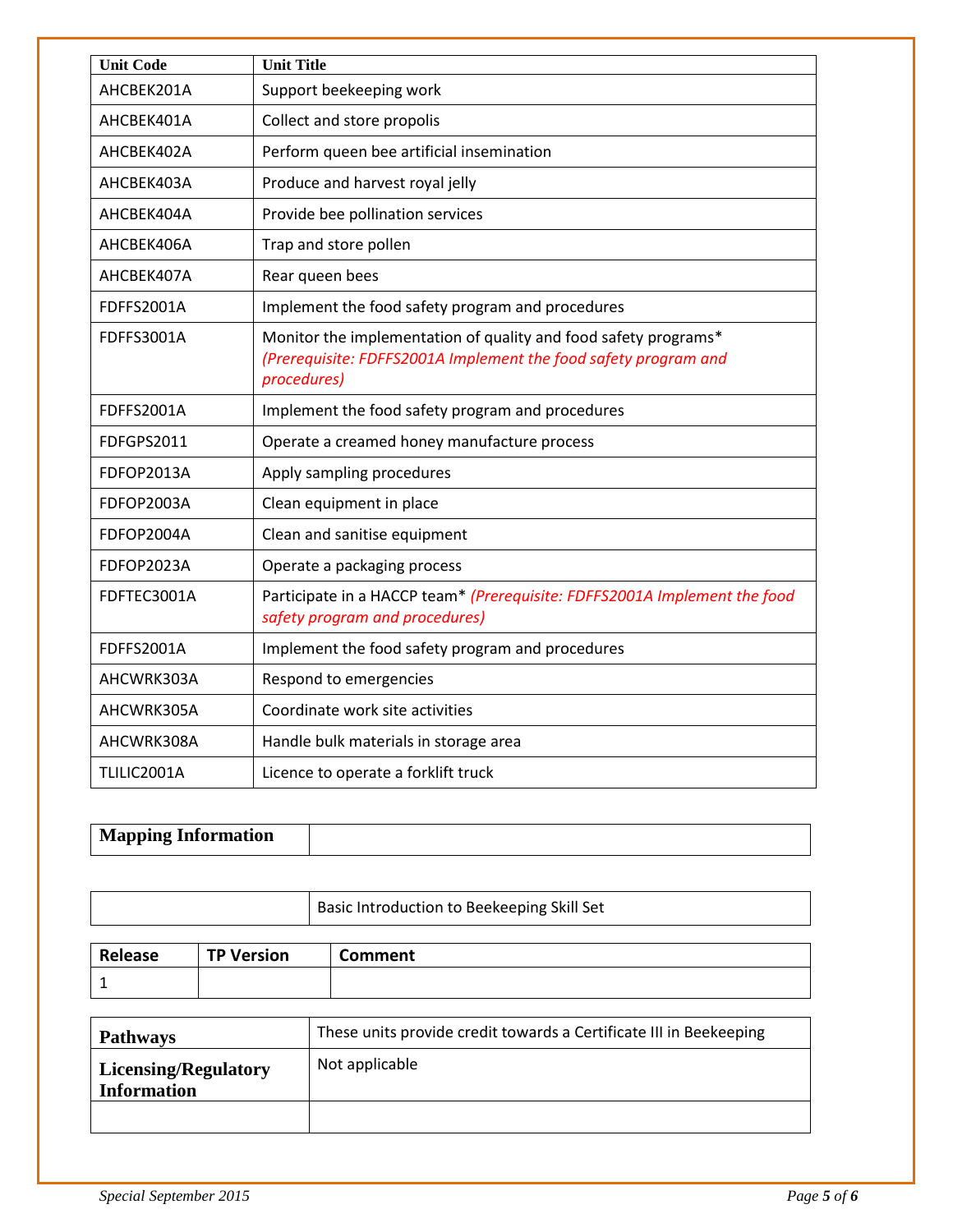| Unit Code | Unit Title |
|---|---|
| AHCBEK201A | Support beekeeping work |
| AHCBEK401A | Collect and store propolis |
| AHCBEK402A | Perform queen bee artificial insemination |
| AHCBEK403A | Produce and harvest royal jelly |
| AHCBEK404A | Provide bee pollination services |
| AHCBEK406A | Trap and store pollen |
| AHCBEK407A | Rear queen bees |
| FDFFS2001A | Implement the food safety program and procedures |
| FDFFS3001A | Monitor the implementation of quality and food safety programs* *(Prerequisite: FDFFS2001A Implement the food safety program and procedures)* |
| FDFFS2001A | Implement the food safety program and procedures |
| FDFGPS2011 | Operate a creamed honey manufacture process |
| FDFOP2013A | Apply sampling procedures |
| FDFOP2003A | Clean equipment in place |
| FDFOP2004A | Clean and sanitise equipment |
| FDFOP2023A | Operate a packaging process |
| FDFTEC3001A | Participate in a HACCP team* *(Prerequisite: FDFFS2001A Implement the food safety program and procedures)* |
| FDFFS2001A | Implement the food safety program and procedures |
| AHCWRK303A | Respond to emergencies |
| AHCWRK305A | Coordinate work site activities |
| AHCWRK308A | Handle bulk materials in storage area |
| TLILIC2001A | Licence to operate a forklift truck |

| **Mapping Information** | |
|---|---|

| | Basic Introduction to Beekeeping Skill Set |
|---|---|

| Release | TP Version | Comment |
|---|---|---|
| 1 | | |

| **Pathways** | These units provide credit towards a Certificate III in Beekeeping |
|---|---|
| **Licensing/Regulatory Information** | Not applicable |
| | |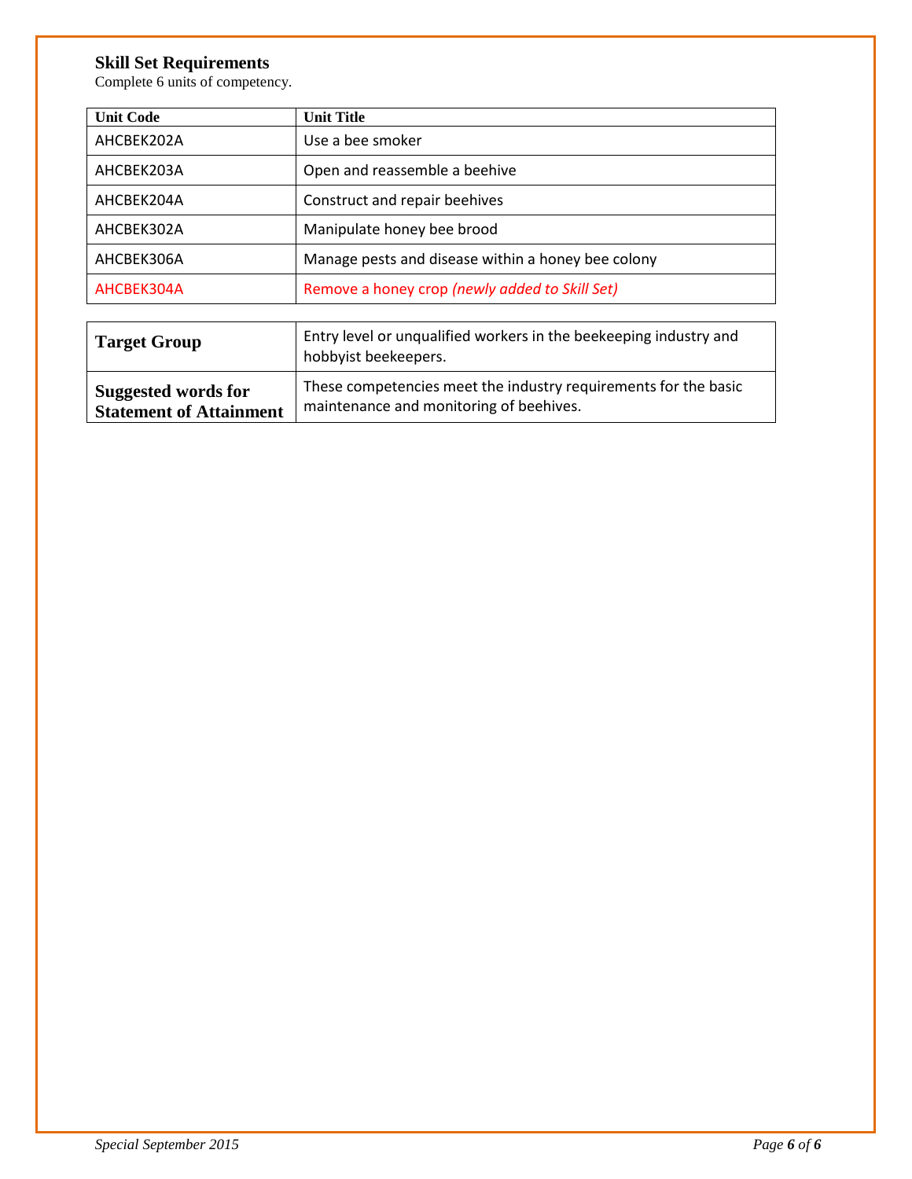### Skill Set Requirements

Complete 6 units of competency.

| Unit Code | Unit Title |
|---|---|
| AHCBEK202A | Use a bee smoker |
| AHCBEK203A | Open and reassemble a beehive |
| AHCBEK204A | Construct and repair beehives |
| AHCBEK302A | Manipulate honey bee brood |
| AHCBEK306A | Manage pests and disease within a honey bee colony |
| AHCBEK304A | Remove a honey crop *(newly added to Skill Set)* |

| | |
|---|---|
| **Target Group** | Entry level or unqualified workers in the beekeeping industry and hobbyist beekeepers. |
| **Suggested words for Statement of Attainment** | These competencies meet the industry requirements for the basic maintenance and monitoring of beehives. |